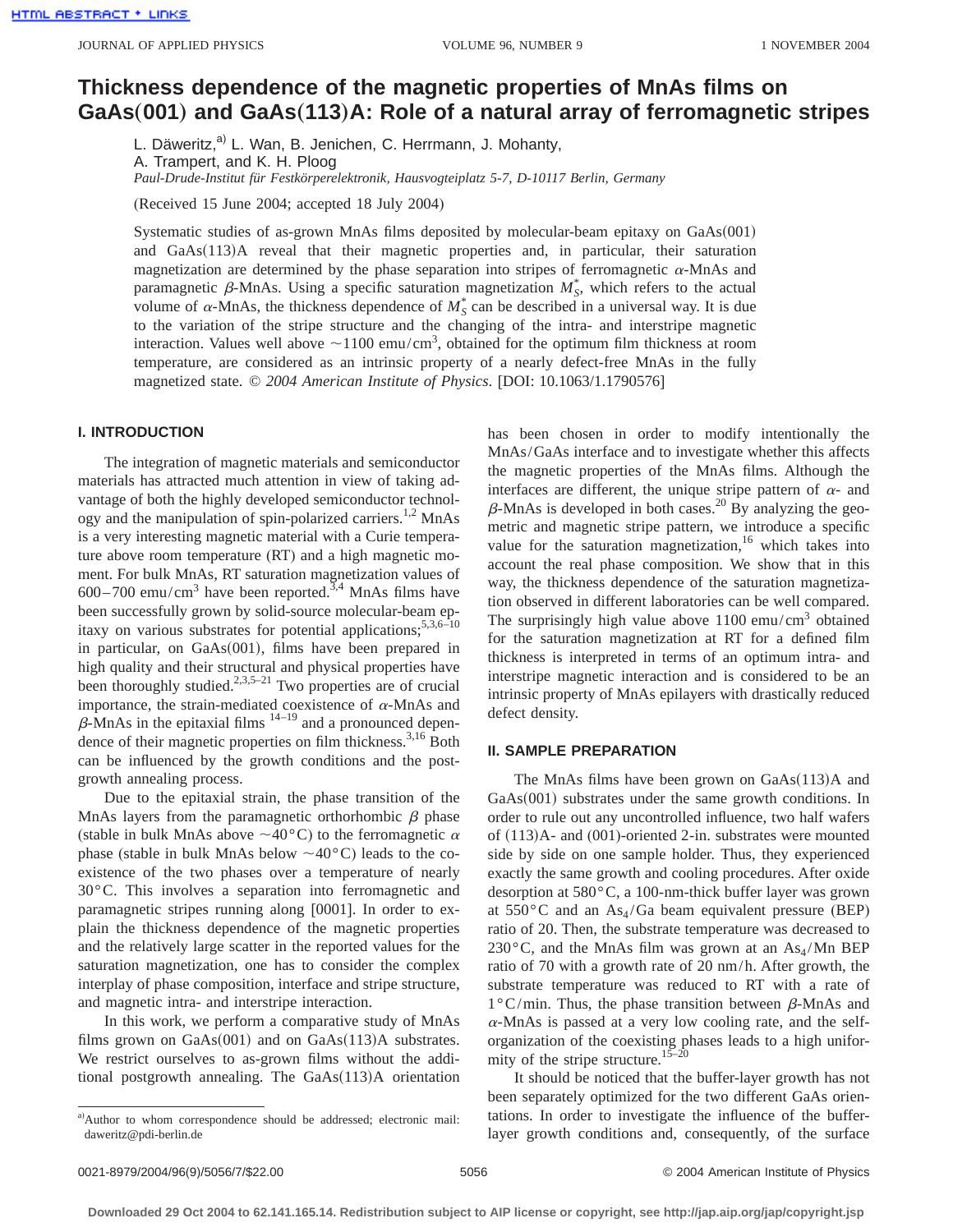# Thickness dependence of the magnetic properties of MnAs films on GaAs(001) and GaAs(113)A: Role of a natural array of ferromagnetic stripes

L. Däweritz,[a] L. Wan, B. Jenichen, C. Herrmann, J. Mohanty, A. Trampert, and K. H. Ploog

*Paul-Drude-Institut für Festkörperelektronik, Hausvogteiplatz 5-7, D-10117 Berlin, Germany*

(Received 15 June 2004; accepted 18 July 2004)

Systematic studies of as-grown MnAs films deposited by molecular-beam epitaxy on GaAs(001) and GaAs(113)A reveal that their magnetic properties and, in particular, their saturation magnetization are determined by the phase separation into stripes of ferromagnetic $\alpha$-MnAs and paramagnetic $\beta$-MnAs. Using a specific saturation magnetization $M_S^*$, which refers to the actual volume of $\alpha$-MnAs, the thickness dependence of $M_S^*$ can be described in a universal way. It is due to the variation of the stripe structure and the changing of the intra- and interstripe magnetic interaction. Values well above $\sim 1100$ emu/cm$^3$, obtained for the optimum film thickness at room temperature, are considered as an intrinsic property of a nearly defect-free MnAs in the fully magnetized state. © *2004 American Institute of Physics*. [DOI: 10.1063/1.1790576]

## I. INTRODUCTION

The integration of magnetic materials and semiconductor materials has attracted much attention in view of taking advantage of both the highly developed semiconductor technology and the manipulation of spin-polarized carriers.[1,2] MnAs is a very interesting magnetic material with a Curie temperature above room temperature (RT) and a high magnetic moment. For bulk MnAs, RT saturation magnetization values of 600–700 emu/cm$^3$ have been reported.[3,4] MnAs films have been successfully grown by solid-source molecular-beam epitaxy on various substrates for potential applications;[5,3,6–10] in particular, on GaAs(001), films have been prepared in high quality and their structural and physical properties have been thoroughly studied.[2,3,5–21] Two properties are of crucial importance, the strain-mediated coexistence of $\alpha$-MnAs and $\beta$-MnAs in the epitaxial films [14–19] and a pronounced dependence of their magnetic properties on film thickness.[3,16] Both can be influenced by the growth conditions and the postgrowth annealing process.

Due to the epitaxial strain, the phase transition of the MnAs layers from the paramagnetic orthorhombic $\beta$ phase (stable in bulk MnAs above $\sim 40$ °C) to the ferromagnetic $\alpha$ phase (stable in bulk MnAs below $\sim 40$ °C) leads to the coexistence of the two phases over a temperature of nearly 30 °C. This involves a separation into ferromagnetic and paramagnetic stripes running along [0001]. In order to explain the thickness dependence of the magnetic properties and the relatively large scatter in the reported values for the saturation magnetization, one has to consider the complex interplay of phase composition, interface and stripe structure, and magnetic intra- and interstripe interaction.

In this work, we perform a comparative study of MnAs films grown on GaAs(001) and on GaAs(113)A substrates. We restrict ourselves to as-grown films without the additional postgrowth annealing. The GaAs(113)A orientation has been chosen in order to modify intentionally the MnAs/GaAs interface and to investigate whether this affects the magnetic properties of the MnAs films. Although the interfaces are different, the unique stripe pattern of $\alpha$- and $\beta$-MnAs is developed in both cases.[20] By analyzing the geometric and magnetic stripe pattern, we introduce a specific value for the saturation magnetization,[16] which takes into account the real phase composition. We show that in this way, the thickness dependence of the saturation magnetization observed in different laboratories can be well compared. The surprisingly high value above 1100 emu/cm$^3$ obtained for the saturation magnetization at RT for a defined film thickness is interpreted in terms of an optimum intra- and interstripe magnetic interaction and is considered to be an intrinsic property of MnAs epilayers with drastically reduced defect density.

## II. SAMPLE PREPARATION

The MnAs films have been grown on GaAs(113)A and GaAs(001) substrates under the same growth conditions. In order to rule out any uncontrolled influence, two half wafers of (113)A- and (001)-oriented 2-in. substrates were mounted side by side on one sample holder. Thus, they experienced exactly the same growth and cooling procedures. After oxide desorption at 580 °C, a 100-nm-thick buffer layer was grown at 550 °C and an $As_4$/Ga beam equivalent pressure (BEP) ratio of 20. Then, the substrate temperature was decreased to 230 °C, and the MnAs film was grown at an $As_4$/Mn BEP ratio of 70 with a growth rate of 20 nm/h. After growth, the substrate temperature was reduced to RT with a rate of 1 °C/min. Thus, the phase transition between $\beta$-MnAs and $\alpha$-MnAs is passed at a very low cooling rate, and the self-organization of the coexisting phases leads to a high uniformity of the stripe structure.[15–20]

It should be noticed that the buffer-layer growth has not been separately optimized for the two different GaAs orientations. In order to investigate the influence of the buffer-layer growth conditions and, consequently, of the surface

[a]Author to whom correspondence should be addressed; electronic mail: daweritz@pdi-berlin.de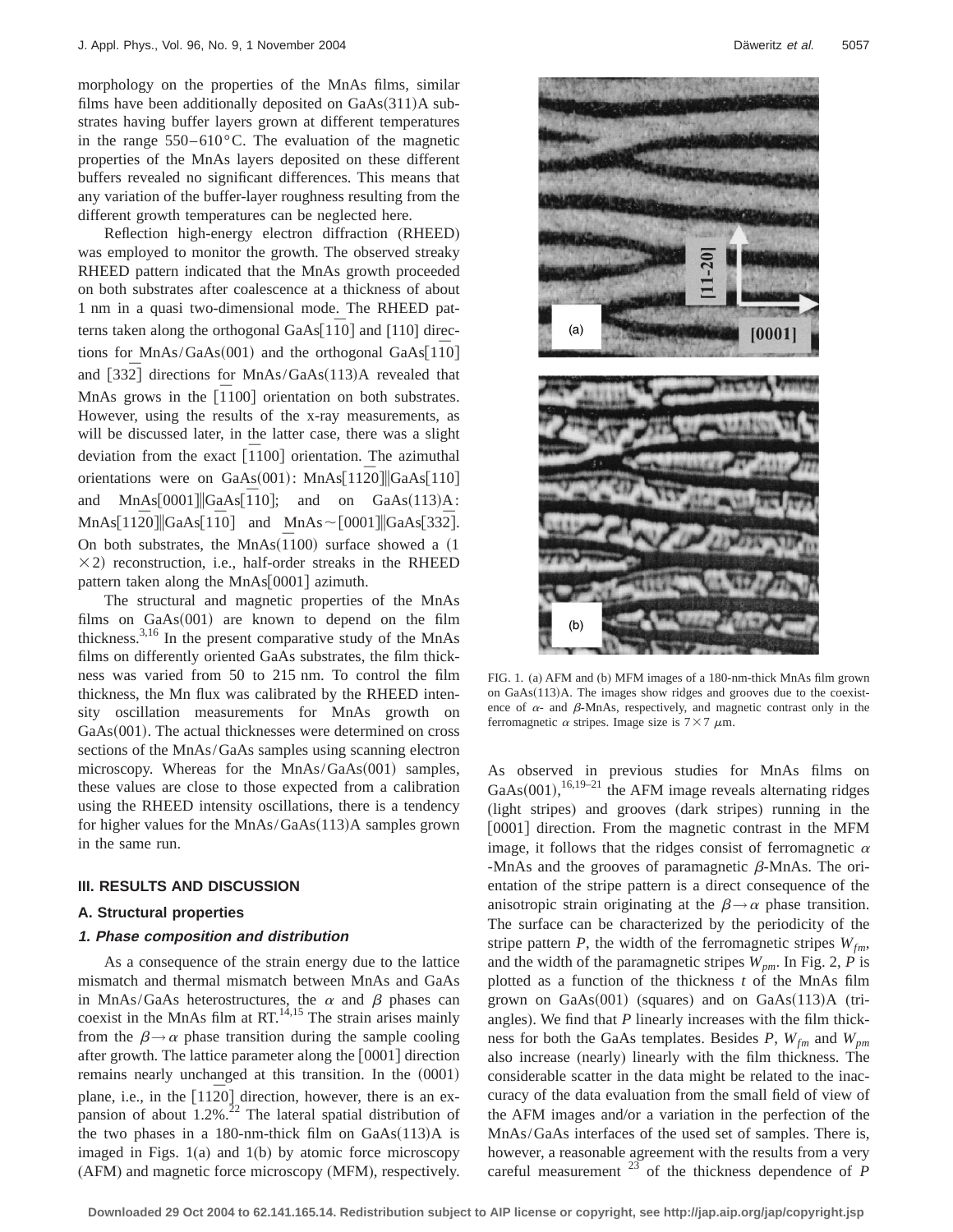morphology on the properties of the MnAs films, similar films have been additionally deposited on GaAs(311)A substrates having buffer layers grown at different temperatures in the range 550–610 °C. The evaluation of the magnetic properties of the MnAs layers deposited on these different buffers revealed no significant differences. This means that any variation of the buffer-layer roughness resulting from the different growth temperatures can be neglected here.

Reflection high-energy electron diffraction (RHEED) was employed to monitor the growth. The observed streaky RHEED pattern indicated that the MnAs growth proceeded on both substrates after coalescence at a thickness of about 1 nm in a quasi two-dimensional mode. The RHEED patterns taken along the orthogonal GaAs$[1\bar{1}0]$ and [110] directions for MnAs/GaAs(001) and the orthogonal GaAs$[1\bar{1}0]$ and $[33\bar{2}]$ directions for MnAs/GaAs(113)A revealed that MnAs grows in the $[\bar{1}100]$ orientation on both substrates. However, using the results of the x-ray measurements, as will be discussed later, in the latter case, there was a slight deviation from the exact $[\bar{1}100]$ orientation. The azimuthal orientations were on GaAs(001): MnAs$[11\bar{2}0]$‖GaAs[110] and MnAs[0001]‖GaAs$[\bar{1}10]$; and on GaAs(113)A: MnAs$[11\bar{2}0]$‖GaAs$[1\bar{1}0]$ and MnAs ~[0001]‖GaAs$[33\bar{2}]$. On both substrates, the MnAs$(\bar{1}100)$ surface showed a $(1\times 2)$ reconstruction, i.e., half-order streaks in the RHEED pattern taken along the MnAs[0001] azimuth.

The structural and magnetic properties of the MnAs films on GaAs(001) are known to depend on the film thickness.[3,16] In the present comparative study of the MnAs films on differently oriented GaAs substrates, the film thickness was varied from 50 to 215 nm. To control the film thickness, the Mn flux was calibrated by the RHEED intensity oscillation measurements for MnAs growth on GaAs(001). The actual thicknesses were determined on cross sections of the MnAs/GaAs samples using scanning electron microscopy. Whereas for the MnAs/GaAs(001) samples, these values are close to those expected from a calibration using the RHEED intensity oscillations, there is a tendency for higher values for the MnAs/GaAs(113)A samples grown in the same run.

## III. RESULTS AND DISCUSSION

### A. Structural properties

#### 1. Phase composition and distribution

As a consequence of the strain energy due to the lattice mismatch and thermal mismatch between MnAs and GaAs in MnAs/GaAs heterostructures, the $\alpha$ and $\beta$ phases can coexist in the MnAs film at RT.[14,15] The strain arises mainly from the $\beta\rightarrow\alpha$ phase transition during the sample cooling after growth. The lattice parameter along the [0001] direction remains nearly unchanged at this transition. In the (0001) plane, i.e., in the $[11\bar{2}0]$ direction, however, there is an expansion of about 1.2%.[22] The lateral spatial distribution of the two phases in a 180-nm-thick film on GaAs(113)A is imaged in Figs. 1(a) and 1(b) by atomic force microscopy (AFM) and magnetic force microscopy (MFM), respectively.

FIG. 1. (a) AFM and (b) MFM images of a 180-nm-thick MnAs film grown on GaAs(113)A. The images show ridges and grooves due to the coexistence of $\alpha$- and $\beta$-MnAs, respectively, and magnetic contrast only in the ferromagnetic $\alpha$ stripes. Image size is $7\times 7$ $\mu$m.

As observed in previous studies for MnAs films on GaAs(001),[16,19–21] the AFM image reveals alternating ridges (light stripes) and grooves (dark stripes) running in the [0001] direction. From the magnetic contrast in the MFM image, it follows that the ridges consist of ferromagnetic $\alpha$-MnAs and the grooves of paramagnetic $\beta$-MnAs. The orientation of the stripe pattern is a direct consequence of the anisotropic strain originating at the $\beta\rightarrow\alpha$ phase transition. The surface can be characterized by the periodicity of the stripe pattern $P$, the width of the ferromagnetic stripes $W_{fm}$, and the width of the paramagnetic stripes $W_{pm}$. In Fig. 2, $P$ is plotted as a function of the thickness $t$ of the MnAs film grown on GaAs(001) (squares) and on GaAs(113)A (triangles). We find that $P$ linearly increases with the film thickness for both the GaAs templates. Besides $P$, $W_{fm}$ and $W_{pm}$ also increase (nearly) linearly with the film thickness. The considerable scatter in the data might be related to the inaccuracy of the data evaluation from the small field of view of the AFM images and/or a variation in the perfection of the MnAs/GaAs interfaces of the used set of samples. There is, however, a reasonable agreement with the results from a very careful measurement [23] of the thickness dependence of $P$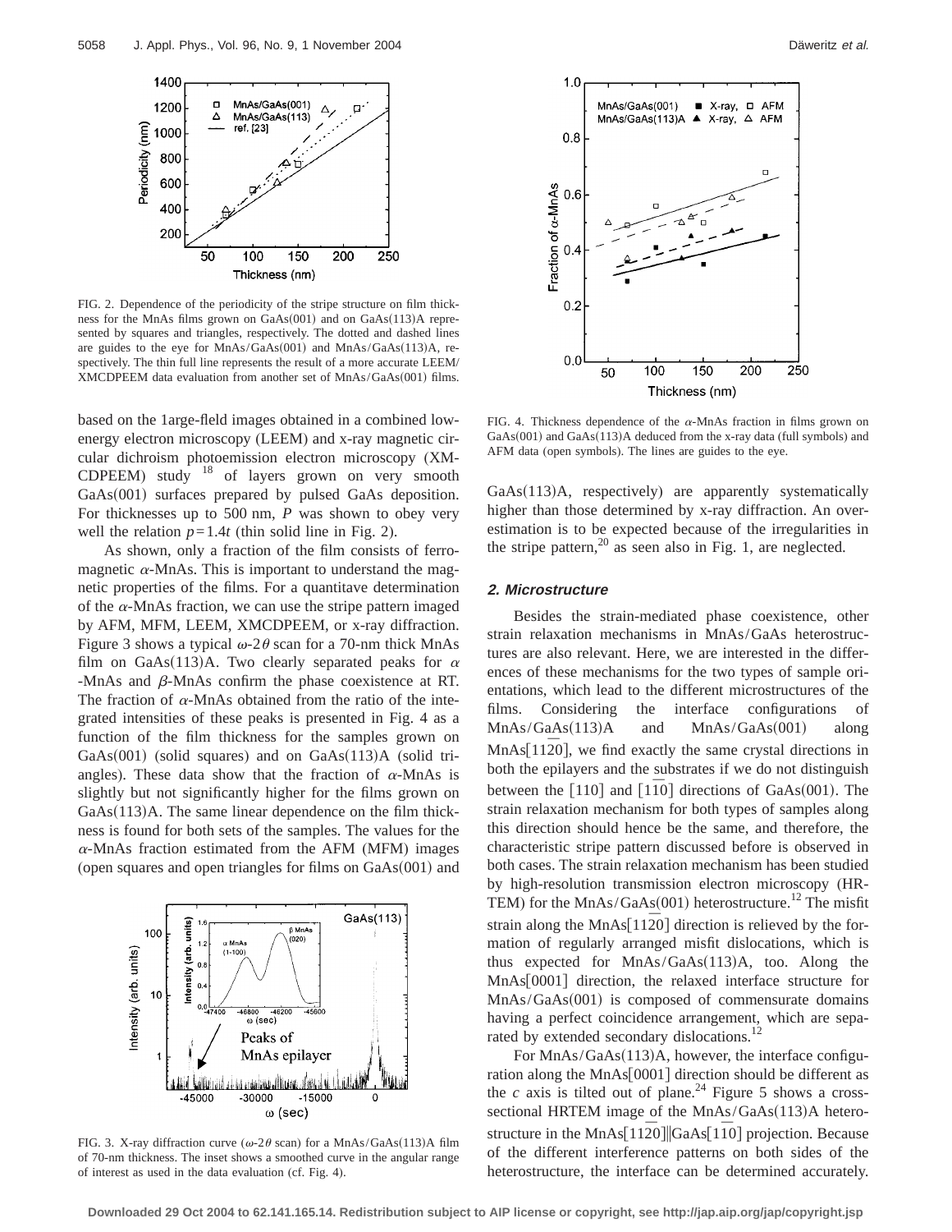FIG. 2. Dependence of the periodicity of the stripe structure on film thickness for the MnAs films grown on GaAs(001) and on GaAs(113)A represented by squares and triangles, respectively. The dotted and dashed lines are guides to the eye for MnAs/GaAs(001) and MnAs/GaAs(113)A, respectively. The thin full line represents the result of a more accurate LEEM/XMCDPEEM data evaluation from another set of MnAs/GaAs(001) films.

based on the 1arge-field images obtained in a combined low-energy electron microscopy (LEEM) and x-ray magnetic circular dichroism photoemission electron microscopy (XMCDPEEM) study [18] of layers grown on very smooth GaAs(001) surfaces prepared by pulsed GaAs deposition. For thicknesses up to 500 nm, $P$ was shown to obey very well the relation $p=1.4t$ (thin solid line in Fig. 2).

As shown, only a fraction of the film consists of ferromagnetic $\alpha$-MnAs. This is important to understand the magnetic properties of the films. For a quantitave determination of the $\alpha$-MnAs fraction, we can use the stripe pattern imaged by AFM, MFM, LEEM, XMCDPEEM, or x-ray diffraction. Figure 3 shows a typical $\omega$-$2\theta$ scan for a 70-nm thick MnAs film on GaAs(113)A. Two clearly separated peaks for $\alpha$-MnAs and $\beta$-MnAs confirm the phase coexistence at RT. The fraction of $\alpha$-MnAs obtained from the ratio of the integrated intensities of these peaks is presented in Fig. 4 as a function of the film thickness for the samples grown on GaAs(001) (solid squares) and on GaAs(113)A (solid triangles). These data show that the fraction of $\alpha$-MnAs is slightly but not significantly higher for the films grown on GaAs(113)A. The same linear dependence on the film thickness is found for both sets of the samples. The values for the $\alpha$-MnAs fraction estimated from the AFM (MFM) images (open squares and open triangles for films on GaAs(001) and

FIG. 3. X-ray diffraction curve ($\omega$-$2\theta$ scan) for a MnAs/GaAs(113)A film of 70-nm thickness. The inset shows a smoothed curve in the angular range of interest as used in the data evaluation (cf. Fig. 4).

FIG. 4. Thickness dependence of the $\alpha$-MnAs fraction in films grown on GaAs(001) and GaAs(113)A deduced from the x-ray data (full symbols) and AFM data (open symbols). The lines are guides to the eye.

GaAs(113)A, respectively) are apparently systematically higher than those determined by x-ray diffraction. An overestimation is to be expected because of the irregularities in the stripe pattern,[20] as seen also in Fig. 1, are neglected.

### 2. Microstructure

Besides the strain-mediated phase coexistence, other strain relaxation mechanisms in MnAs/GaAs heterostructures are also relevant. Here, we are interested in the differences of these mechanisms for the two types of sample orientations, which lead to the different microstructures of the films. Considering the interface configurations of MnAs/GaAs(113)A and MnAs/GaAs(001) along MnAs$[11\bar{2}0]$, we find exactly the same crystal directions in both the epilayers and the substrates if we do not distinguish between the [110] and $[1\bar{1}0]$ directions of GaAs(001). The strain relaxation mechanism for both types of samples along this direction should hence be the same, and therefore, the characteristic stripe pattern discussed before is observed in both cases. The strain relaxation mechanism has been studied by high-resolution transmission electron microscopy (HRTEM) for the MnAs/GaAs(001) heterostructure.[12] The misfit strain along the MnAs$[11\bar{2}0]$ direction is relieved by the formation of regularly arranged misfit dislocations, which is thus expected for MnAs/GaAs(113)A, too. Along the MnAs[0001] direction, the relaxed interface structure for MnAs/GaAs(001) is composed of commensurate domains having a perfect coincidence arrangement, which are separated by extended secondary dislocations.[12]

For MnAs/GaAs(113)A, however, the interface configuration along the MnAs[0001] direction should be different as the $c$ axis is tilted out of plane.[24] Figure 5 shows a cross-sectional HRTEM image of the MnAs/GaAs(113)A heterostructure in the MnAs$[11\bar{2}0]\|$GaAs$[1\bar{1}0]$ projection. Because of the different interference patterns on both sides of the heterostructure, the interface can be determined accurately.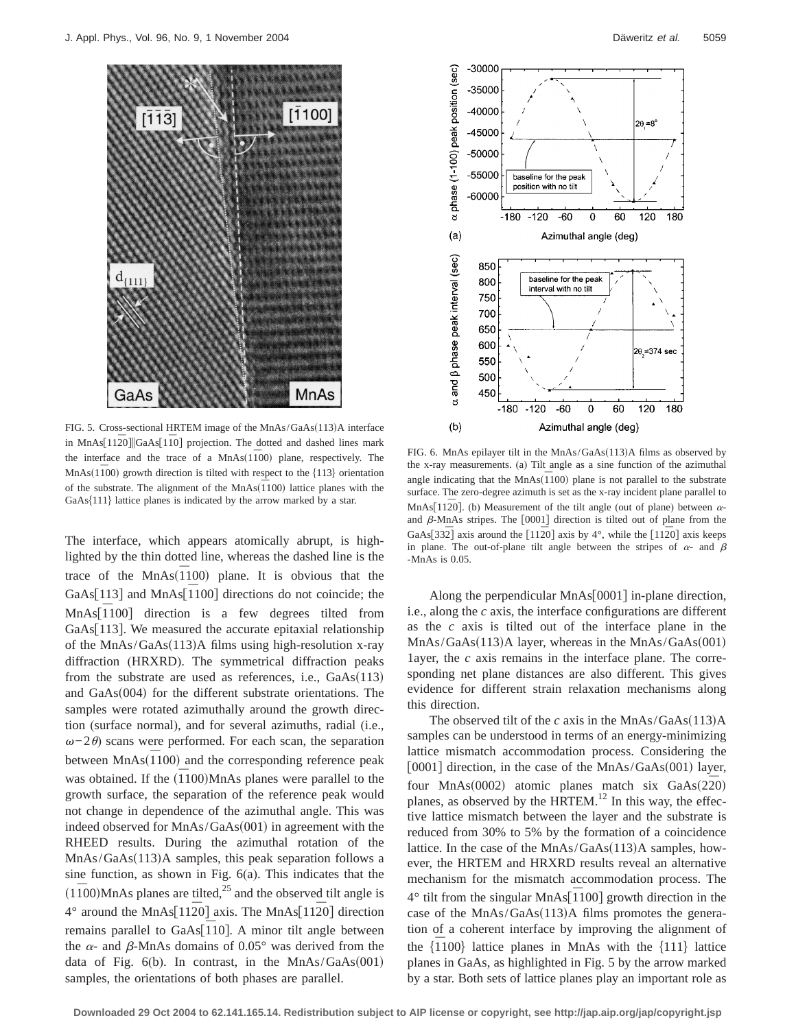FIG. 5. Cross-sectional HRTEM image of the MnAs/GaAs(113)A interface in MnAs$[11\bar{2}0]\|$GaAs$[1\bar{1}0]$ projection. The dotted and dashed lines mark the interface and the trace of a MnAs$(\bar{1}100)$ plane, respectively. The MnAs$(\bar{1}100)$ growth direction is tilted with respect to the {113} orientation of the substrate. The alignment of the MnAs$(\bar{1}100)$ lattice planes with the GaAs{111} lattice planes is indicated by the arrow marked by a star.

The interface, which appears atomically abrupt, is highlighted by the thin dotted line, whereas the dashed line is the trace of the MnAs$(\bar{1}100)$ plane. It is obvious that the GaAs[113] and MnAs$[\bar{1}100]$ directions do not coincide; the MnAs$[\bar{1}100]$ direction is a few degrees tilted from GaAs[113]. We measured the accurate epitaxial relationship of the MnAs/GaAs(113)A films using high-resolution x-ray diffraction (HRXRD). The symmetrical diffraction peaks from the substrate are used as references, i.e., GaAs(113) and GaAs(004) for the different substrate orientations. The samples were rotated azimuthally around the growth direction (surface normal), and for several azimuths, radial (i.e., $\omega-2\theta$) scans were performed. For each scan, the separation between MnAs$(\bar{1}100)$ and the corresponding reference peak was obtained. If the $(\bar{1}100)$MnAs planes were parallel to the growth surface, the separation of the reference peak would not change in dependence of the azimuthal angle. This was indeed observed for MnAs/GaAs(001) in agreement with the RHEED results. During the azimuthal rotation of the MnAs/GaAs(113)A samples, this peak separation follows a sine function, as shown in Fig. 6(a). This indicates that the $(\bar{1}100)$MnAs planes are tilted,[25] and the observed tilt angle is $4°$ around the MnAs$[11\bar{2}0]$ axis. The MnAs$[11\bar{2}0]$ direction remains parallel to GaAs$[1\bar{1}0]$. A minor tilt angle between the $\alpha$- and $\beta$-MnAs domains of $0.05°$ was derived from the data of Fig. 6(b). In contrast, in the MnAs/GaAs(001) samples, the orientations of both phases are parallel.

FIG. 6. MnAs epilayer tilt in the MnAs/GaAs(113)A films as observed by the x-ray measurements. (a) Tilt angle as a sine function of the azimuthal angle indicating that the MnAs$(\bar{1}100)$ plane is not parallel to the substrate surface. The zero-degree azimuth is set as the x-ray incident plane parallel to MnAs$[11\bar{2}0]$. (b) Measurement of the tilt angle (out of plane) between $\alpha$- and $\beta$-MnAs stripes. The $[000\underline{1}]$ direction is tilted out of plane from the GaAs$[33\bar{2}]$ axis around the $[11\bar{2}0]$ axis by $4°$, while the $[11\bar{2}0]$ axis keeps in plane. The out-of-plane tilt angle between the stripes of $\alpha$- and $\beta$-MnAs is 0.05.

Along the perpendicular MnAs[0001] in-plane direction, i.e., along the $c$ axis, the interface configurations are different as the $c$ axis is tilted out of the interface plane in the MnAs/GaAs(113)A layer, whereas in the MnAs/GaAs(001) 1ayer, the $c$ axis remains in the interface plane. The corresponding net plane distances are also different. This gives evidence for different strain relaxation mechanisms along this direction.

The observed tilt of the $c$ axis in the MnAs/GaAs(113)A samples can be understood in terms of an energy-minimizing lattice mismatch accommodation process. Considering the [0001] direction, in the case of the MnAs/GaAs(001) layer, four MnAs(0002) atomic planes match six GaAs$(2\bar{2}0)$ planes, as observed by the HRTEM.[12] In this way, the effective lattice mismatch between the layer and the substrate is reduced from 30% to 5% by the formation of a coincidence lattice. In the case of the MnAs/GaAs(113)A samples, however, the HRTEM and HRXRD results reveal an alternative mechanism for the mismatch accommodation process. The $4°$ tilt from the singular MnAs$[\bar{1}100]$ growth direction in the case of the MnAs/GaAs(113)A films promotes the generation of a coherent interface by improving the alignment of the $\{\bar{1}100\}$ lattice planes in MnAs with the {111} lattice planes in GaAs, as highlighted in Fig. 5 by the arrow marked by a star. Both sets of lattice planes play an important role as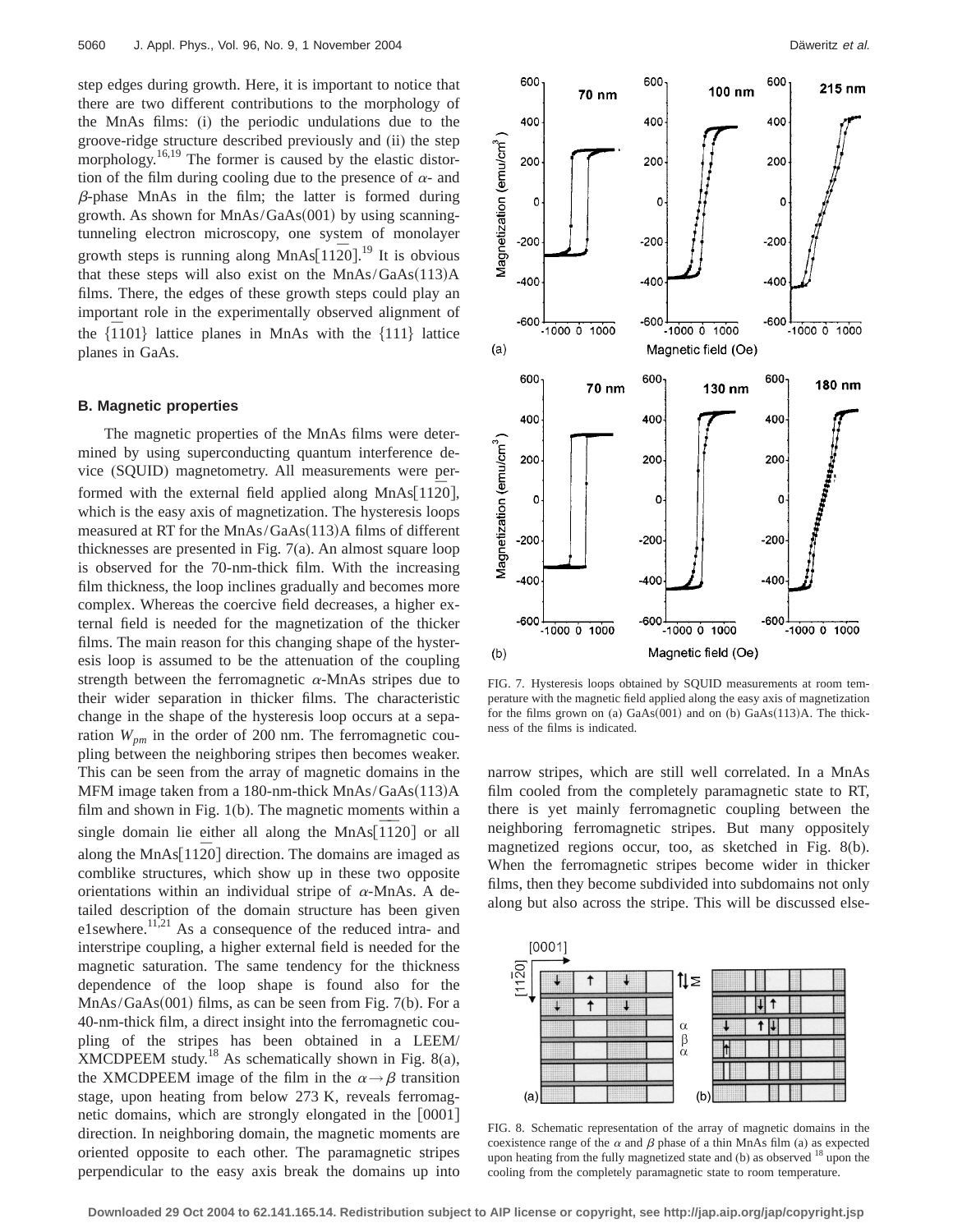step edges during growth. Here, it is important to notice that there are two different contributions to the morphology of the MnAs films: (i) the periodic undulations due to the groove-ridge structure described previously and (ii) the step morphology.[16,19] The former is caused by the elastic distortion of the film during cooling due to the presence of $\alpha$- and $\beta$-phase MnAs in the film; the latter is formed during growth. As shown for MnAs/GaAs(001) by using scanning-tunneling electron microscopy, one system of monolayer growth steps is running along MnAs$[11\bar{2}0]$.[19] It is obvious that these steps will also exist on the MnAs/GaAs(113)A films. There, the edges of these growth steps could play an important role in the experimentally observed alignment of the $\{\bar{1}101\}$ lattice planes in MnAs with the $\{111\}$ lattice planes in GaAs.

### B. Magnetic properties

The magnetic properties of the MnAs films were determined by using superconducting quantum interference device (SQUID) magnetometry. All measurements were performed with the external field applied along MnAs$[11\bar{2}0]$, which is the easy axis of magnetization. The hysteresis loops measured at RT for the MnAs/GaAs(113)A films of different thicknesses are presented in Fig. 7(a). An almost square loop is observed for the 70-nm-thick film. With the increasing film thickness, the loop inclines gradually and becomes more complex. Whereas the coercive field decreases, a higher external field is needed for the magnetization of the thicker films. The main reason for this changing shape of the hysteresis loop is assumed to be the attenuation of the coupling strength between the ferromagnetic $\alpha$-MnAs stripes due to their wider separation in thicker films. The characteristic change in the shape of the hysteresis loop occurs at a separation $W_{pm}$ in the order of 200 nm. The ferromagnetic coupling between the neighboring stripes then becomes weaker. This can be seen from the array of magnetic domains in the MFM image taken from a 180-nm-thick MnAs/GaAs(113)A film and shown in Fig. 1(b). The magnetic moments within a single domain lie either all along the MnAs$[\bar{1}\bar{1}20]$ or all along the MnAs$[11\bar{2}0]$ direction. The domains are imaged as comblike structures, which show up in these two opposite orientations within an individual stripe of $\alpha$-MnAs. A detailed description of the domain structure has been given e1sewhere.[11,21] As a consequence of the reduced intra- and interstripe coupling, a higher external field is needed for the magnetic saturation. The same tendency for the thickness dependence of the loop shape is found also for the MnAs/GaAs(001) films, as can be seen from Fig. 7(b). For a 40-nm-thick film, a direct insight into the ferromagnetic coupling of the stripes has been obtained in a LEEM/XMCDPEEM study.[18] As schematically shown in Fig. 8(a), the XMCDPEEM image of the film in the $\alpha \rightarrow \beta$ transition stage, upon heating from below 273 K, reveals ferromagnetic domains, which are strongly elongated in the [0001] direction. In neighboring domain, the magnetic moments are oriented opposite to each other. The paramagnetic stripes perpendicular to the easy axis break the domains up into narrow stripes, which are still well correlated. In a MnAs film cooled from the completely paramagnetic state to RT, there is yet mainly ferromagnetic coupling between the neighboring ferromagnetic stripes. But many oppositely magnetized regions occur, too, as sketched in Fig. 8(b). When the ferromagnetic stripes become wider in thicker films, then they become subdivided into subdomains not only along but also across the stripe. This will be discussed else-

FIG. 7. Hysteresis loops obtained by SQUID measurements at room temperature with the magnetic field applied along the easy axis of magnetization for the films grown on (a) GaAs(001) and on (b) GaAs(113)A. The thickness of the films is indicated.

FIG. 8. Schematic representation of the array of magnetic domains in the coexistence range of the $\alpha$ and $\beta$ phase of a thin MnAs film (a) as expected upon heating from the fully magnetized state and (b) as observed [18] upon the cooling from the completely paramagnetic state to room temperature.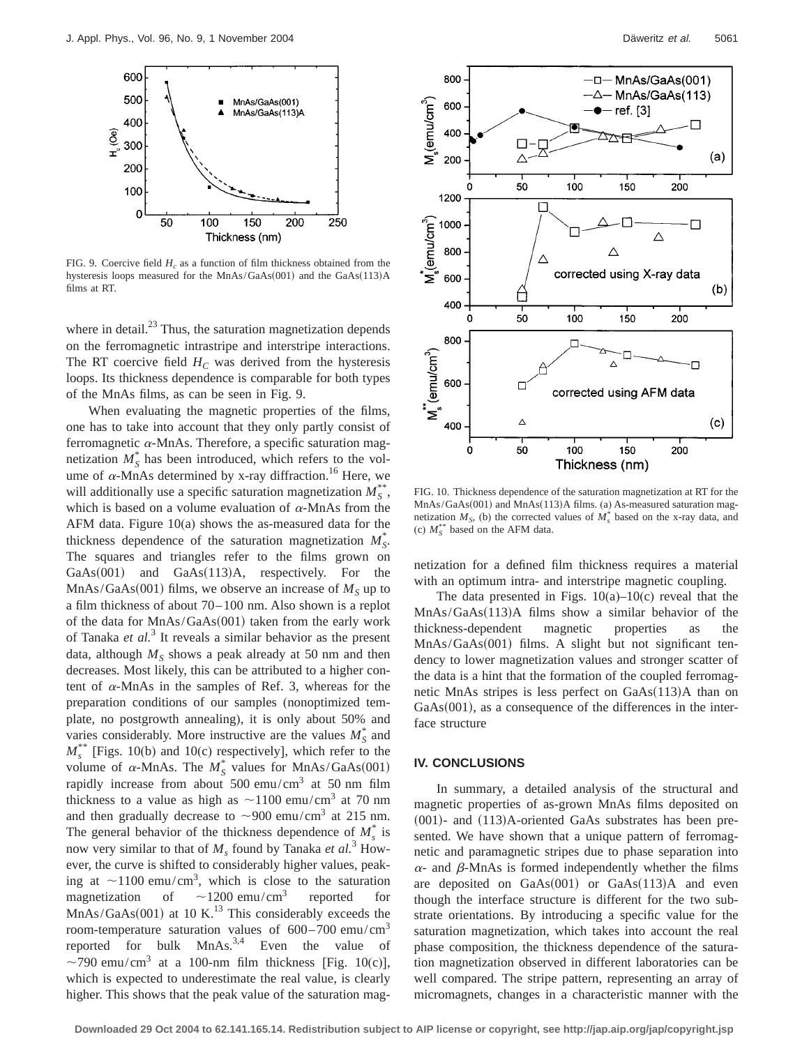FIG. 9. Coercive field $H_c$ as a function of film thickness obtained from the hysteresis loops measured for the MnAs/GaAs(001) and the GaAs(113)A films at RT.

where in detail.[23] Thus, the saturation magnetization depends on the ferromagnetic intrastripe and interstripe interactions. The RT coercive field $H_C$ was derived from the hysteresis loops. Its thickness dependence is comparable for both types of the MnAs films, as can be seen in Fig. 9.

When evaluating the magnetic properties of the films, one has to take into account that they only partly consist of ferromagnetic $\alpha$-MnAs. Therefore, a specific saturation magnetization $M_S^*$ has been introduced, which refers to the volume of $\alpha$-MnAs determined by x-ray diffraction.[16] Here, we will additionally use a specific saturation magnetization $M_S^{**}$, which is based on a volume evaluation of $\alpha$-MnAs from the AFM data. Figure 10(a) shows the as-measured data for the thickness dependence of the saturation magnetization $M_S^*$. The squares and triangles refer to the films grown on GaAs(001) and GaAs(113)A, respectively. For the MnAs/GaAs(001) films, we observe an increase of $M_S$ up to a film thickness of about 70–100 nm. Also shown is a replot of the data for MnAs/GaAs(001) taken from the early work of Tanaka *et al.*[3] It reveals a similar behavior as the present data, although $M_S$ shows a peak already at 50 nm and then decreases. Most likely, this can be attributed to a higher content of $\alpha$-MnAs in the samples of Ref. 3, whereas for the preparation conditions of our samples (nonoptimized template, no postgrowth annealing), it is only about 50% and varies considerably. More instructive are the values $M_S^*$ and $M_s^{**}$ [Figs. 10(b) and 10(c) respectively], which refer to the volume of $\alpha$-MnAs. The $M_S^*$ values for MnAs/GaAs(001) rapidly increase from about 500 emu/cm$^3$ at 50 nm film thickness to a value as high as ~1100 emu/cm$^3$ at 70 nm and then gradually decrease to ~900 emu/cm$^3$ at 215 nm. The general behavior of the thickness dependence of $M_s^*$ is now very similar to that of $M_s$ found by Tanaka *et al.*[3] However, the curve is shifted to considerably higher values, peaking at ~1100 emu/cm$^3$, which is close to the saturation magnetization of ~1200 emu/cm$^3$ reported for MnAs/GaAs(001) at 10 K.[13] This considerably exceeds the room-temperature saturation values of 600–700 emu/cm$^3$ reported for bulk MnAs.[3,4] Even the value of ~790 emu/cm$^3$ at a 100-nm film thickness [Fig. 10(c)], which is expected to underestimate the real value, is clearly higher. This shows that the peak value of the saturation magnetization for a defined film thickness requires a material with an optimum intra- and interstripe magnetic coupling.

FIG. 10. Thickness dependence of the saturation magnetization at RT for the MnAs/GaAs(001) and MnAs(113)A films. (a) As-measured saturation magnetization $M_S$, (b) the corrected values of $M_s^*$ based on the x-ray data, and (c) $M_S^{**}$ based on the AFM data.

The data presented in Figs. 10(a)–10(c) reveal that the MnAs/GaAs(113)A films show a similar behavior of the thickness-dependent magnetic properties as the MnAs/GaAs(001) films. A slight but not significant tendency to lower magnetization values and stronger scatter of the data is a hint that the formation of the coupled ferromagnetic MnAs stripes is less perfect on GaAs(113)A than on GaAs(001), as a consequence of the differences in the interface structure

## IV. CONCLUSIONS

In summary, a detailed analysis of the structural and magnetic properties of as-grown MnAs films deposited on (001)- and (113)A-oriented GaAs substrates has been presented. We have shown that a unique pattern of ferromagnetic and paramagnetic stripes due to phase separation into $\alpha$- and $\beta$-MnAs is formed independently whether the films are deposited on GaAs(001) or GaAs(113)A and even though the interface structure is different for the two substrate orientations. By introducing a specific value for the saturation magnetization, which takes into account the real phase composition, the thickness dependence of the saturation magnetization observed in different laboratories can be well compared. The stripe pattern, representing an array of micromagnets, changes in a characteristic manner with the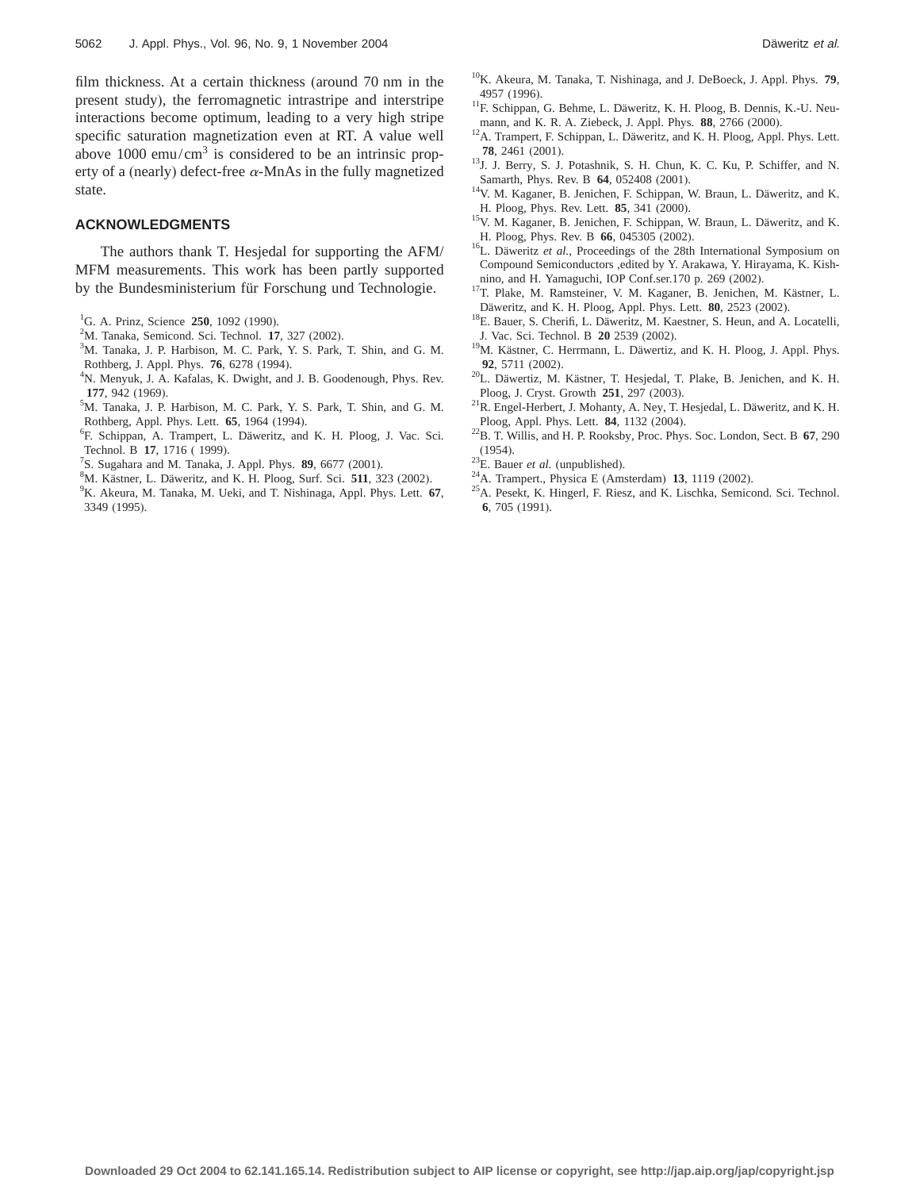film thickness. At a certain thickness (around 70 nm in the present study), the ferromagnetic intrastripe and interstripe interactions become optimum, leading to a very high stripe specific saturation magnetization even at RT. A value well above 1000 $emu/cm^3$ is considered to be an intrinsic property of a (nearly) defect-free $\alpha$-MnAs in the fully magnetized state.

## ACKNOWLEDGMENTS

The authors thank T. Hesjedal for supporting the AFM/MFM measurements. This work has been partly supported by the Bundesministerium für Forschung und Technologie.

[1] G. A. Prinz, Science **250**, 1092 (1990).
[2] M. Tanaka, Semicond. Sci. Technol. **17**, 327 (2002).
[3] M. Tanaka, J. P. Harbison, M. C. Park, Y. S. Park, T. Shin, and G. M. Rothberg, J. Appl. Phys. **76**, 6278 (1994).
[4] N. Menyuk, J. A. Kafalas, K. Dwight, and J. B. Goodenough, Phys. Rev. **177**, 942 (1969).
[5] M. Tanaka, J. P. Harbison, M. C. Park, Y. S. Park, T. Shin, and G. M. Rothberg, Appl. Phys. Lett. **65**, 1964 (1994).
[6] F. Schippan, A. Trampert, L. Däweritz, and K. H. Ploog, J. Vac. Sci. Technol. B **17**, 1716 ( 1999).
[7] S. Sugahara and M. Tanaka, J. Appl. Phys. **89**, 6677 (2001).
[8] M. Kästner, L. Däweritz, and K. H. Ploog, Surf. Sci. **511**, 323 (2002).
[9] K. Akeura, M. Tanaka, M. Ueki, and T. Nishinaga, Appl. Phys. Lett. **67**, 3349 (1995).
[10] K. Akeura, M. Tanaka, T. Nishinaga, and J. DeBoeck, J. Appl. Phys. **79**, 4957 (1996).
[11] F. Schippan, G. Behme, L. Däweritz, K. H. Ploog, B. Dennis, K.-U. Neumann, and K. R. A. Ziebeck, J. Appl. Phys. **88**, 2766 (2000).
[12] A. Trampert, F. Schippan, L. Däweritz, and K. H. Ploog, Appl. Phys. Lett. **78**, 2461 (2001).
[13] J. J. Berry, S. J. Potashnik, S. H. Chun, K. C. Ku, P. Schiffer, and N. Samarth, Phys. Rev. B **64**, 052408 (2001).
[14] V. M. Kaganer, B. Jenichen, F. Schippan, W. Braun, L. Däweritz, and K. H. Ploog, Phys. Rev. Lett. **85**, 341 (2000).
[15] V. M. Kaganer, B. Jenichen, F. Schippan, W. Braun, L. Däweritz, and K. H. Ploog, Phys. Rev. B **66**, 045305 (2002).
[16] L. Däweritz *et al.*, Proceedings of the 28th International Symposium on Compound Semiconductors ,edited by Y. Arakawa, Y. Hirayama, K. Kishnino, and H. Yamaguchi, IOP Conf.ser.170 p. 269 (2002).
[17] T. Plake, M. Ramsteiner, V. M. Kaganer, B. Jenichen, M. Kästner, L. Däweritz, and K. H. Ploog, Appl. Phys. Lett. **80**, 2523 (2002).
[18] E. Bauer, S. Cherifi, L. Däweritz, M. Kaestner, S. Heun, and A. Locatelli, J. Vac. Sci. Technol. B **20** 2539 (2002).
[19] M. Kästner, C. Herrmann, L. Däwertiz, and K. H. Ploog, J. Appl. Phys. **92**, 5711 (2002).
[20] L. Däwertiz, M. Kästner, T. Hesjedal, T. Plake, B. Jenichen, and K. H. Ploog, J. Cryst. Growth **251**, 297 (2003).
[21] R. Engel-Herbert, J. Mohanty, A. Ney, T. Hesjedal, L. Däweritz, and K. H. Ploog, Appl. Phys. Lett. **84**, 1132 (2004).
[22] B. T. Willis, and H. P. Rooksby, Proc. Phys. Soc. London, Sect. B **67**, 290 (1954).
[23] E. Bauer *et al.* (unpublished).
[24] A. Trampert., Physica E (Amsterdam) **13**, 1119 (2002).
[25] A. Pesekt, K. Hingerl, F. Riesz, and K. Lischka, Semicond. Sci. Technol. **6**, 705 (1991).